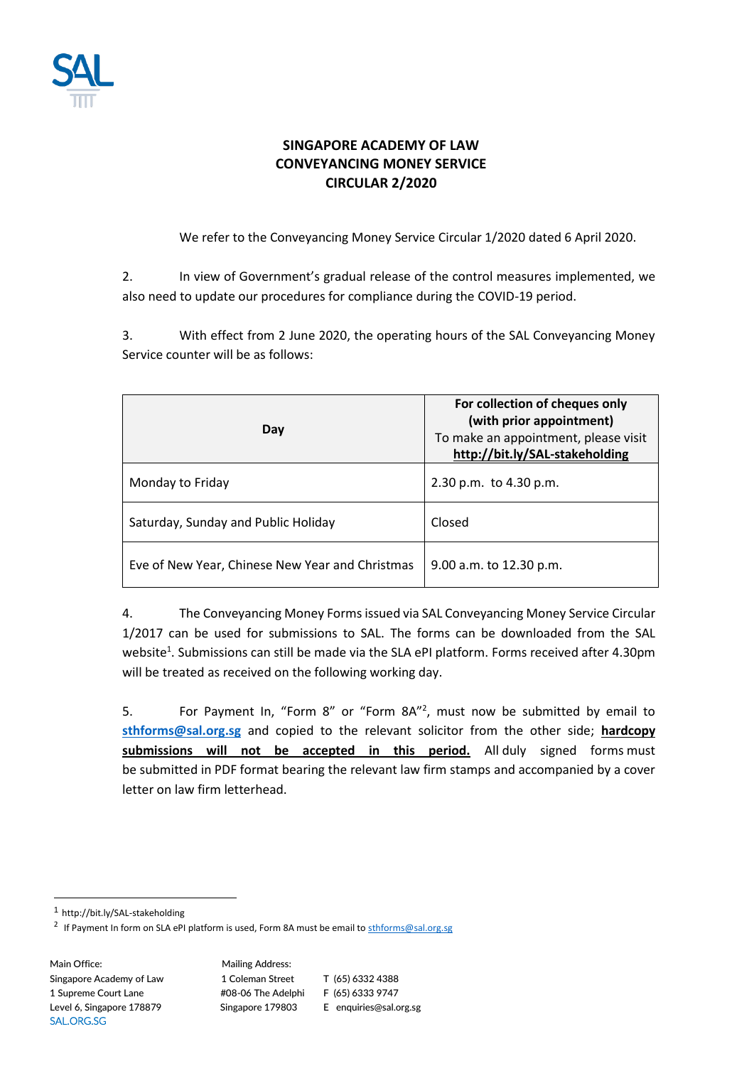# SINGAPORE ACADEMY OF LAW
# CONVEYANCING MONEY SERVICE
# CIRCULAR 2/2020

We refer to the Conveyancing Money Service Circular 1/2020 dated 6 April 2020.

2. In view of Government's gradual release of the control measures implemented, we also need to update our procedures for compliance during the COVID-19 period.

3. With effect from 2 June 2020, the operating hours of the SAL Conveyancing Money Service counter will be as follows:

| Day | **For collection of cheques only (with prior appointment)** To make an appointment, please visit **http://bit.ly/SAL-stakeholding** |
|---|---|
| Monday to Friday | 2.30 p.m. to 4.30 p.m. |
| Saturday, Sunday and Public Holiday | Closed |
| Eve of New Year, Chinese New Year and Christmas | 9.00 a.m. to 12.30 p.m. |

4. The Conveyancing Money Forms issued via SAL Conveyancing Money Service Circular 1/2017 can be used for submissions to SAL. The forms can be downloaded from the SAL website[1]. Submissions can still be made via the SLA ePI platform. Forms received after 4.30pm will be treated as received on the following working day.

5. For Payment In, "Form 8" or "Form 8A"[2], must now be submitted by email to **sthforms@sal.org.sg** and copied to the relevant solicitor from the other side; **hardcopy submissions will not be accepted in this period.** All duly signed forms must be submitted in PDF format bearing the relevant law firm stamps and accompanied by a cover letter on law firm letterhead.

---

[1] http://bit.ly/SAL-stakeholding

[2] If Payment In form on SLA ePI platform is used, Form 8A must be email to sthforms@sal.org.sg

Main Office:
Singapore Academy of Law
1 Supreme Court Lane
Level 6, Singapore 178879
SAL.ORG.SG

Mailing Address:
1 Coleman Street
#08-06 The Adelphi
Singapore 179803

T (65) 6332 4388
F (65) 6333 9747
E enquiries@sal.org.sg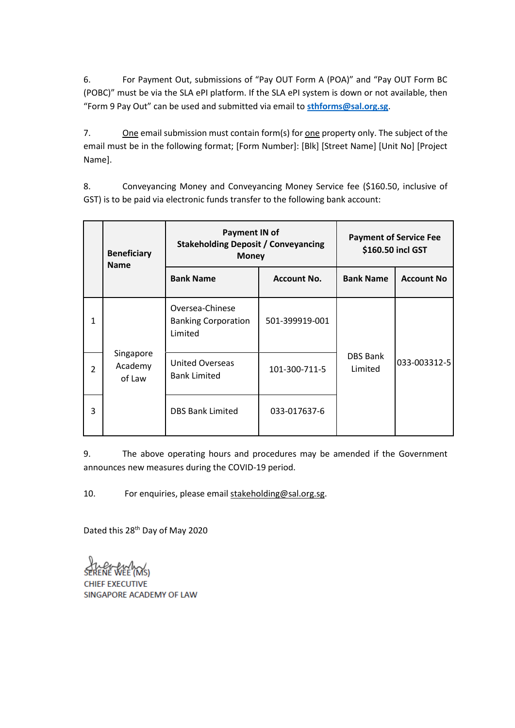6. For Payment Out, submissions of "Pay OUT Form A (POA)" and "Pay OUT Form BC (POBC)" must be via the SLA ePI platform. If the SLA ePI system is down or not available, then "Form 9 Pay Out" can be used and submitted via email to **sthforms@sal.org.sg**.

7. One email submission must contain form(s) for one property only. The subject of the email must be in the following format; [Form Number]: [Blk] [Street Name] [Unit No] [Project Name].

8. Conveyancing Money and Conveyancing Money Service fee ($160.50, inclusive of GST) is to be paid via electronic funds transfer to the following bank account:

| | Beneficiary Name | Payment IN of Stakeholding Deposit / Conveyancing Money | | Payment of Service Fee $160.50 incl GST | |
|---|---|---|---|---|---|
| | | **Bank Name** | **Account No.** | **Bank Name** | **Account No** |
| 1 | Singapore Academy of Law | Oversea-Chinese Banking Corporation Limited | 501-399919-001 | DBS Bank Limited | 033-003312-5 |
| 2 | | United Overseas Bank Limited | 101-300-711-5 | | |
| 3 | | DBS Bank Limited | 033-017637-6 | | |

9. The above operating hours and procedures may be amended if the Government announces new measures during the COVID-19 period.

10. For enquiries, please email stakeholding@sal.org.sg.

Dated this 28th Day of May 2020

SERENE WEE (MS)
CHIEF EXECUTIVE
SINGAPORE ACADEMY OF LAW